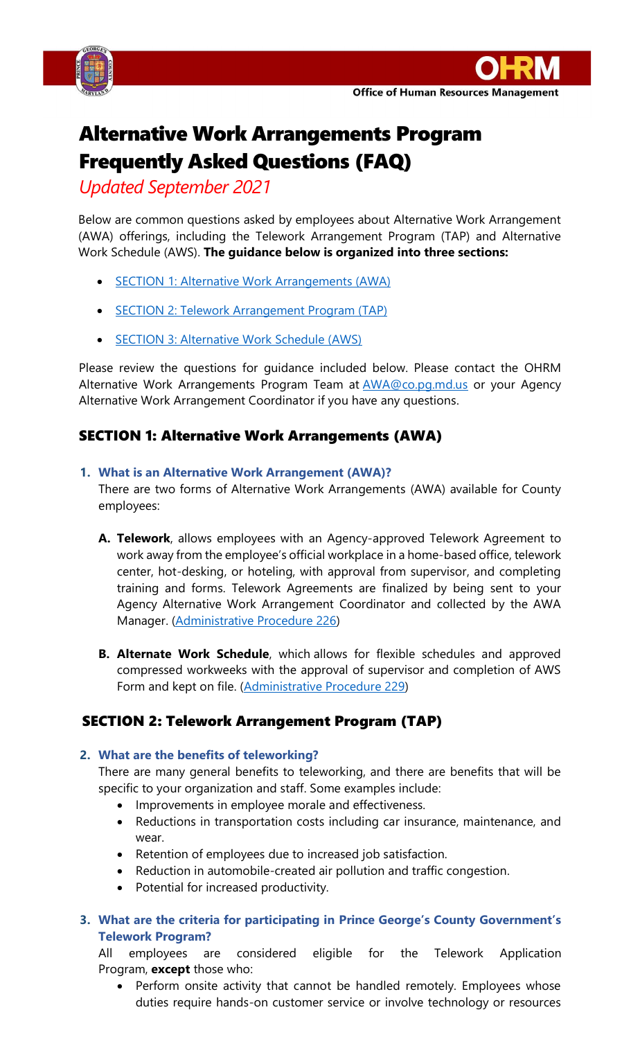# Alternative Work Arrangements Program Frequently Asked Questions (FAQ)

*Updated September 2021*

Below are common questions asked by employees about Alternative Work Arrangement (AWA) offerings, including the Telework Arrangement Program (TAP) and Alternative Work Schedule (AWS). **The guidance below is organized into three sections:**

- [SECTION 1: Alternative Work Arrangements (AWA)](#section-1-alternative-work-arrangements-awa)
- [SECTION 2: Telework Arrangement Program (TAP)](#section-2-telework-arrangement-program-tap)
- SECTION 3: Alternative Work Schedule (AWS)

Please review the questions for guidance included below. Please contact the OHRM Alternative Work Arrangements Program Team at AWA@co.pg.md.us or your Agency Alternative Work Arrangement Coordinator if you have any questions.

## SECTION 1: Alternative Work Arrangements (AWA)

1. **What is an Alternative Work Arrangement (AWA)?**

   There are two forms of Alternative Work Arrangements (AWA) available for County employees:

   A. **Telework**, allows employees with an Agency-approved Telework Agreement to work away from the employee's official workplace in a home-based office, telework center, hot-desking, or hoteling, with approval from supervisor, and completing training and forms. Telework Agreements are finalized by being sent to your Agency Alternative Work Arrangement Coordinator and collected by the AWA Manager. (Administrative Procedure 226)

   B. **Alternate Work Schedule**, which allows for flexible schedules and approved compressed workweeks with the approval of supervisor and completion of AWS Form and kept on file. (Administrative Procedure 229)

## SECTION 2: Telework Arrangement Program (TAP)

2. **What are the benefits of teleworking?**

   There are many general benefits to teleworking, and there are benefits that will be specific to your organization and staff. Some examples include:

   - Improvements in employee morale and effectiveness.
   - Reductions in transportation costs including car insurance, maintenance, and wear.
   - Retention of employees due to increased job satisfaction.
   - Reduction in automobile-created air pollution and traffic congestion.
   - Potential for increased productivity.

3. **What are the criteria for participating in Prince George's County Government's Telework Program?**

   All employees are considered eligible for the Telework Application Program, **except** those who:

   - Perform onsite activity that cannot be handled remotely. Employees whose duties require hands-on customer service or involve technology or resources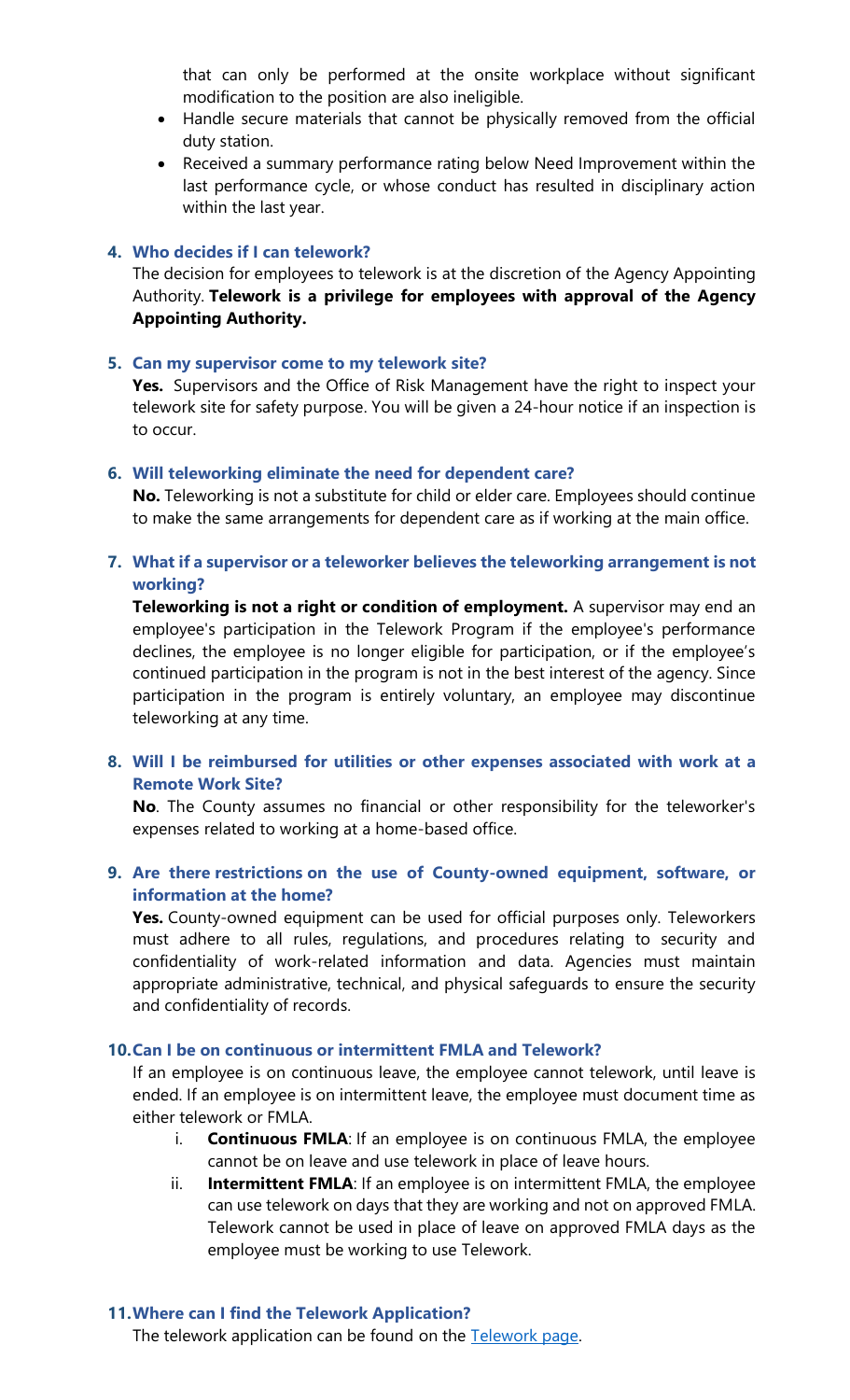that can only be performed at the onsite workplace without significant modification to the position are also ineligible.

- Handle secure materials that cannot be physically removed from the official duty station.
- Received a summary performance rating below Need Improvement within the last performance cycle, or whose conduct has resulted in disciplinary action within the last year.

4. **Who decides if I can telework?**

   The decision for employees to telework is at the discretion of the Agency Appointing Authority. **Telework is a privilege for employees with approval of the Agency Appointing Authority.**

5. **Can my supervisor come to my telework site?**

   **Yes.** Supervisors and the Office of Risk Management have the right to inspect your telework site for safety purpose. You will be given a 24-hour notice if an inspection is to occur.

6. **Will teleworking eliminate the need for dependent care?**

   **No.** Teleworking is not a substitute for child or elder care. Employees should continue to make the same arrangements for dependent care as if working at the main office.

7. **What if a supervisor or a teleworker believes the teleworking arrangement is not working?**

   **Teleworking is not a right or condition of employment.** A supervisor may end an employee's participation in the Telework Program if the employee's performance declines, the employee is no longer eligible for participation, or if the employee's continued participation in the program is not in the best interest of the agency. Since participation in the program is entirely voluntary, an employee may discontinue teleworking at any time.

8. **Will I be reimbursed for utilities or other expenses associated with work at a Remote Work Site?**

   **No**. The County assumes no financial or other responsibility for the teleworker's expenses related to working at a home-based office.

9. **Are there restrictions on the use of County-owned equipment, software, or information at the home?**

   **Yes.** County-owned equipment can be used for official purposes only. Teleworkers must adhere to all rules, regulations, and procedures relating to security and confidentiality of work-related information and data. Agencies must maintain appropriate administrative, technical, and physical safeguards to ensure the security and confidentiality of records.

10. **Can I be on continuous or intermittent FMLA and Telework?**

    If an employee is on continuous leave, the employee cannot telework, until leave is ended. If an employee is on intermittent leave, the employee must document time as either telework or FMLA.

    i. **Continuous FMLA**: If an employee is on continuous FMLA, the employee cannot be on leave and use telework in place of leave hours.

    ii. **Intermittent FMLA**: If an employee is on intermittent FMLA, the employee can use telework on days that they are working and not on approved FMLA. Telework cannot be used in place of leave on approved FMLA days as the employee must be working to use Telework.

11. **Where can I find the Telework Application?**

    The telework application can be found on the Telework page.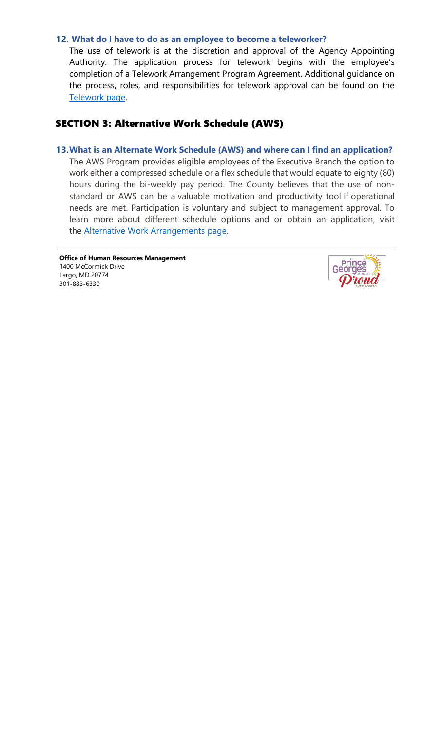**12. What do I have to do as an employee to become a teleworker?**

The use of telework is at the discretion and approval of the Agency Appointing Authority. The application process for telework begins with the employee's completion of a Telework Arrangement Program Agreement. Additional guidance on the process, roles, and responsibilities for telework approval can be found on the Telework page.

## SECTION 3: Alternative Work Schedule (AWS)

**13. What is an Alternate Work Schedule (AWS) and where can I find an application?**

The AWS Program provides eligible employees of the Executive Branch the option to work either a compressed schedule or a flex schedule that would equate to eighty (80) hours during the bi-weekly pay period. The County believes that the use of non-standard or AWS can be a valuable motivation and productivity tool if operational needs are met. Participation is voluntary and subject to management approval. To learn more about different schedule options and or obtain an application, visit the Alternative Work Arrangements page.

---

**Office of Human Resources Management**
1400 McCormick Drive
Largo, MD 20774
301-883-6330